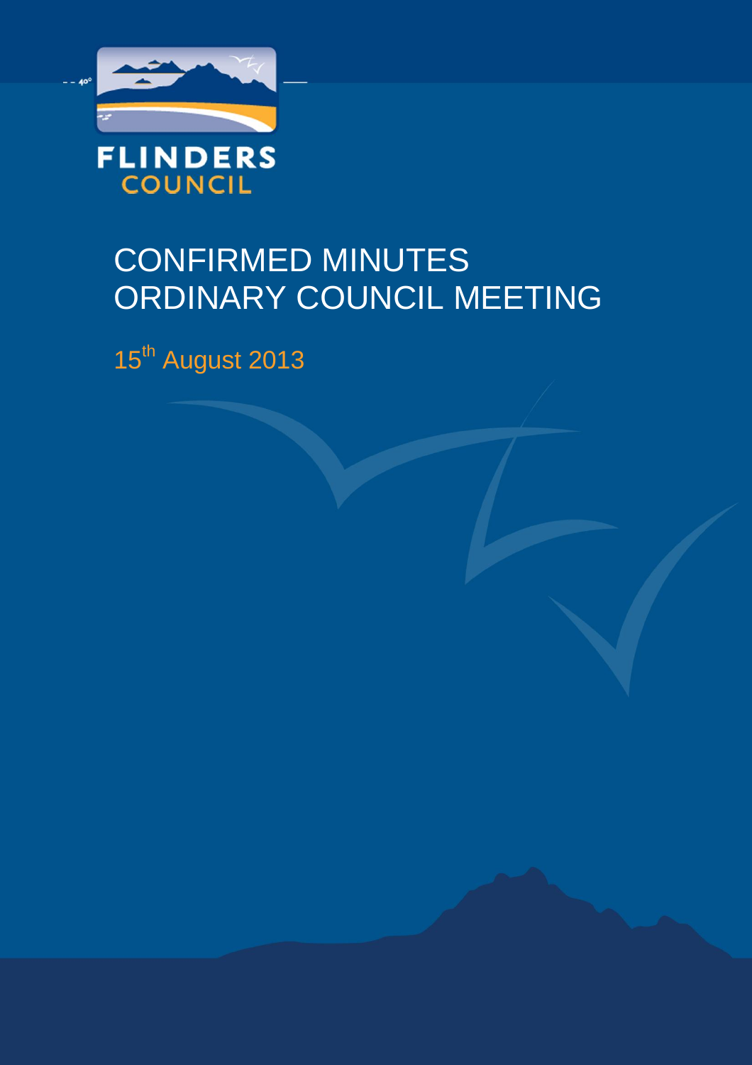FLINDERS COUNCIL

# CONFIRMED MINUTES ORDINARY COUNCIL MEETING

15th August 2013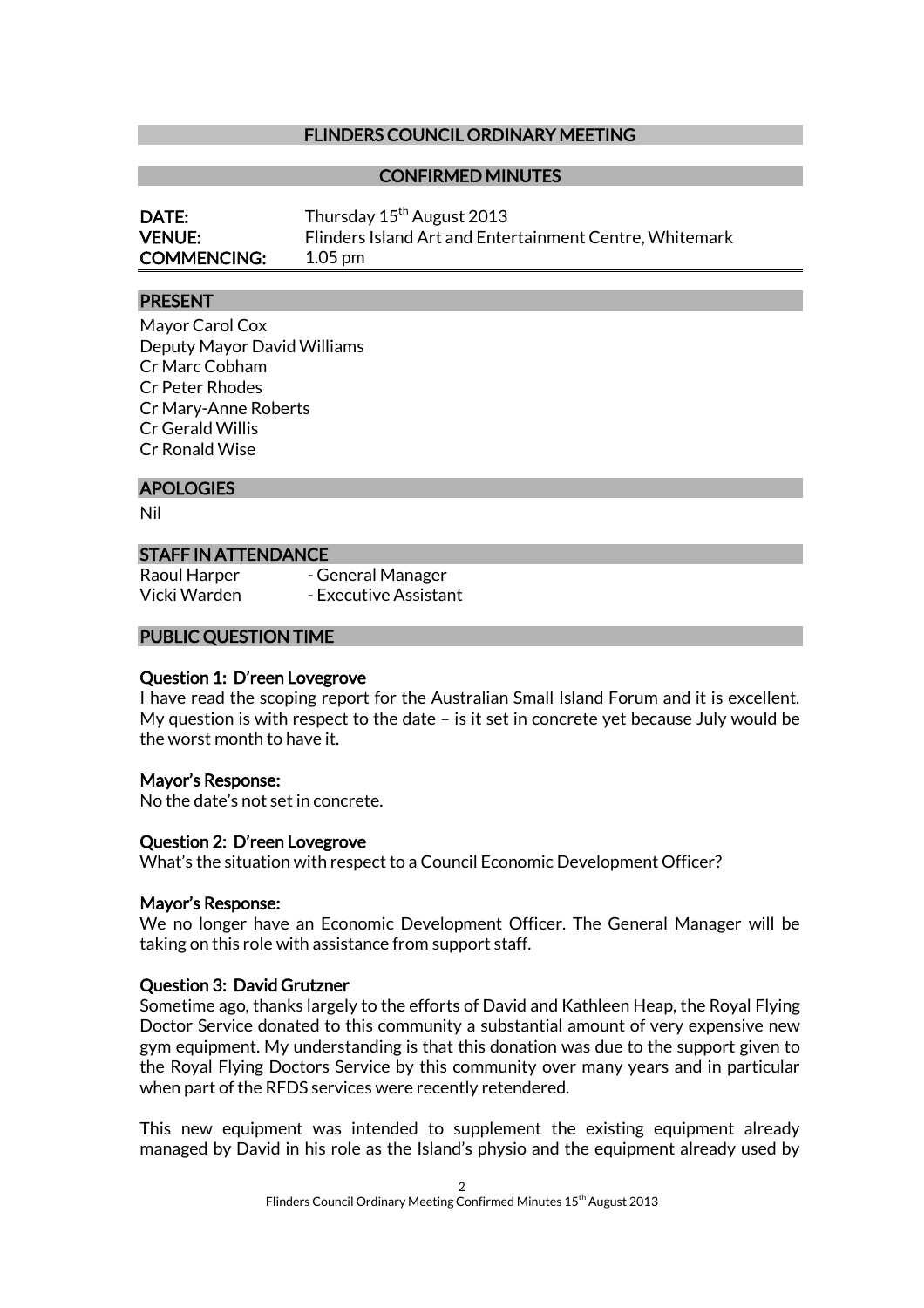# FLINDERS COUNCIL ORDINARY MEETING

## CONFIRMED MINUTES

**DATE:** Thursday 15th August 2013
**VENUE:** Flinders Island Art and Entertainment Centre, Whitemark
**COMMENCING:** 1.05 pm

## PRESENT

Mayor Carol Cox
Deputy Mayor David Williams
Cr Marc Cobham
Cr Peter Rhodes
Cr Mary-Anne Roberts
Cr Gerald Willis
Cr Ronald Wise

## APOLOGIES

Nil

## STAFF IN ATTENDANCE

Raoul Harper - General Manager
Vicki Warden - Executive Assistant

## PUBLIC QUESTION TIME

**Question 1: D'reen Lovegrove**
I have read the scoping report for the Australian Small Island Forum and it is excellent. My question is with respect to the date – is it set in concrete yet because July would be the worst month to have it.

**Mayor's Response:**
No the date's not set in concrete.

**Question 2: D'reen Lovegrove**
What's the situation with respect to a Council Economic Development Officer?

**Mayor's Response:**
We no longer have an Economic Development Officer. The General Manager will be taking on this role with assistance from support staff.

**Question 3: David Grutzner**
Sometime ago, thanks largely to the efforts of David and Kathleen Heap, the Royal Flying Doctor Service donated to this community a substantial amount of very expensive new gym equipment. My understanding is that this donation was due to the support given to the Royal Flying Doctors Service by this community over many years and in particular when part of the RFDS services were recently retendered.

This new equipment was intended to supplement the existing equipment already managed by David in his role as the Island's physio and the equipment already used by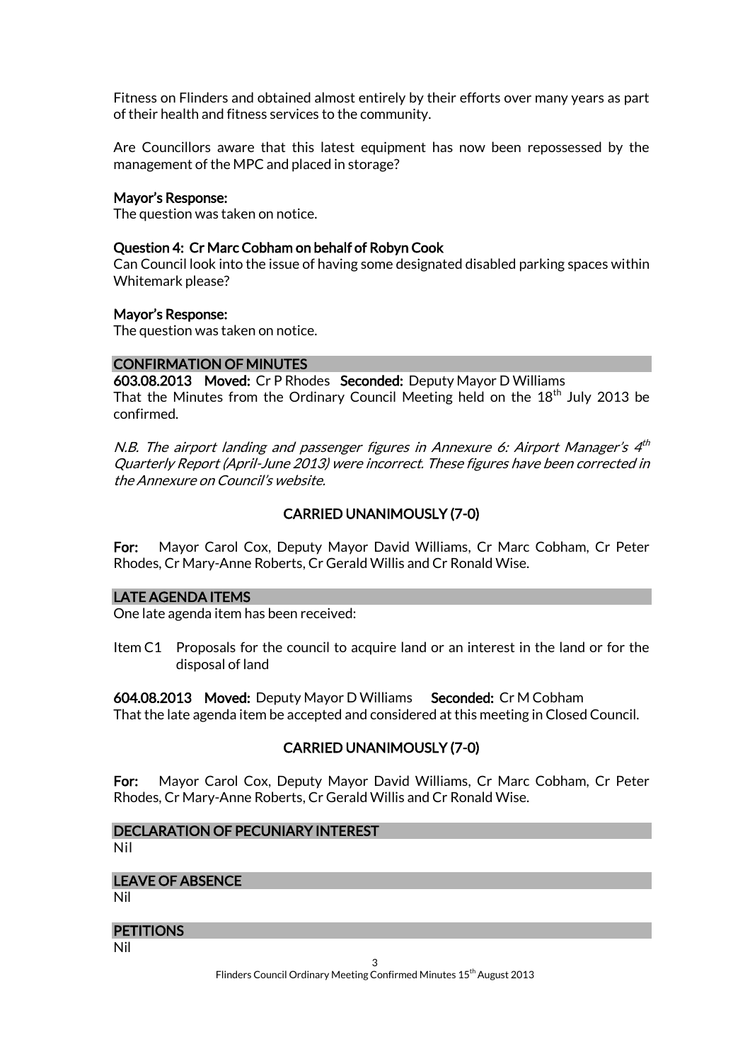Fitness on Flinders and obtained almost entirely by their efforts over many years as part of their health and fitness services to the community.

Are Councillors aware that this latest equipment has now been repossessed by the management of the MPC and placed in storage?

**Mayor's Response:**
The question was taken on notice.

**Question 4: Cr Marc Cobham on behalf of Robyn Cook**
Can Council look into the issue of having some designated disabled parking spaces within Whitemark please?

**Mayor's Response:**
The question was taken on notice.

## CONFIRMATION OF MINUTES

**603.08.2013 Moved:** Cr P Rhodes **Seconded:** Deputy Mayor D Williams
That the Minutes from the Ordinary Council Meeting held on the 18th July 2013 be confirmed.

*N.B. The airport landing and passenger figures in Annexure 6: Airport Manager's 4th Quarterly Report (April-June 2013) were incorrect. These figures have been corrected in the Annexure on Council's website.*

**CARRIED UNANIMOUSLY (7-0)**

**For:** Mayor Carol Cox, Deputy Mayor David Williams, Cr Marc Cobham, Cr Peter Rhodes, Cr Mary-Anne Roberts, Cr Gerald Willis and Cr Ronald Wise.

## LATE AGENDA ITEMS

One late agenda item has been received:

Item C1 Proposals for the council to acquire land or an interest in the land or for the disposal of land

**604.08.2013 Moved:** Deputy Mayor D Williams **Seconded:** Cr M Cobham
That the late agenda item be accepted and considered at this meeting in Closed Council.

**CARRIED UNANIMOUSLY (7-0)**

**For:** Mayor Carol Cox, Deputy Mayor David Williams, Cr Marc Cobham, Cr Peter Rhodes, Cr Mary-Anne Roberts, Cr Gerald Willis and Cr Ronald Wise.

## DECLARATION OF PECUNIARY INTEREST

Nil

## LEAVE OF ABSENCE

Nil

## PETITIONS

Nil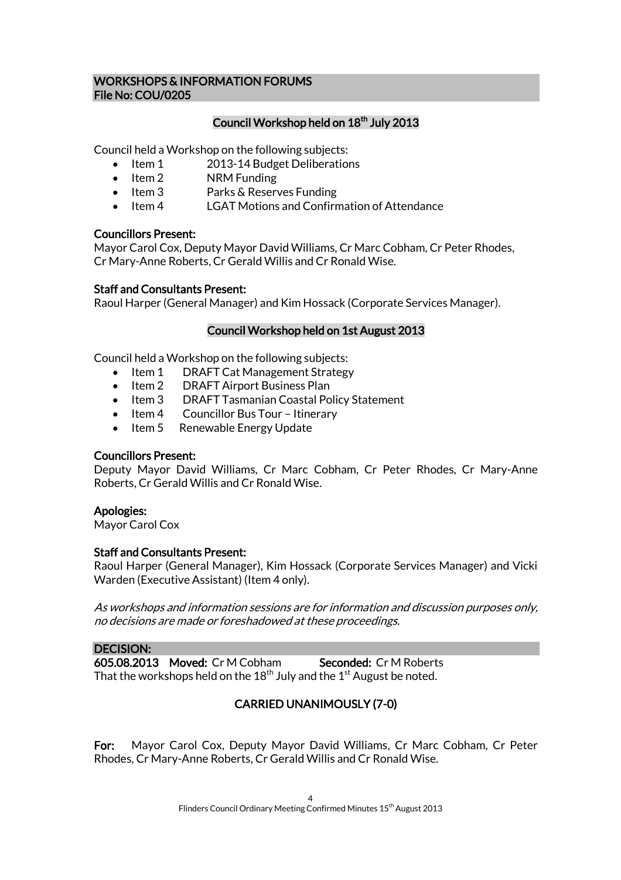## WORKSHOPS & INFORMATION FORUMS
**File No: COU/0205**

### Council Workshop held on 18th July 2013

Council held a Workshop on the following subjects:

- Item 1 2013-14 Budget Deliberations
- Item 2 NRM Funding
- Item 3 Parks & Reserves Funding
- Item 4 LGAT Motions and Confirmation of Attendance

**Councillors Present:**
Mayor Carol Cox, Deputy Mayor David Williams, Cr Marc Cobham, Cr Peter Rhodes, Cr Mary-Anne Roberts, Cr Gerald Willis and Cr Ronald Wise.

**Staff and Consultants Present:**
Raoul Harper (General Manager) and Kim Hossack (Corporate Services Manager).

### Council Workshop held on 1st August 2013

Council held a Workshop on the following subjects:

- Item 1 DRAFT Cat Management Strategy
- Item 2 DRAFT Airport Business Plan
- Item 3 DRAFT Tasmanian Coastal Policy Statement
- Item 4 Councillor Bus Tour – Itinerary
- Item 5 Renewable Energy Update

**Councillors Present:**
Deputy Mayor David Williams, Cr Marc Cobham, Cr Peter Rhodes, Cr Mary-Anne Roberts, Cr Gerald Willis and Cr Ronald Wise.

**Apologies:**
Mayor Carol Cox

**Staff and Consultants Present:**
Raoul Harper (General Manager), Kim Hossack (Corporate Services Manager) and Vicki Warden (Executive Assistant) (Item 4 only).

*As workshops and information sessions are for information and discussion purposes only, no decisions are made or foreshadowed at these proceedings.*

**DECISION:**
**605.08.2013 Moved:** Cr M Cobham **Seconded:** Cr M Roberts
That the workshops held on the 18th July and the 1st August be noted.

**CARRIED UNANIMOUSLY (7-0)**

**For:** Mayor Carol Cox, Deputy Mayor David Williams, Cr Marc Cobham, Cr Peter Rhodes, Cr Mary-Anne Roberts, Cr Gerald Willis and Cr Ronald Wise.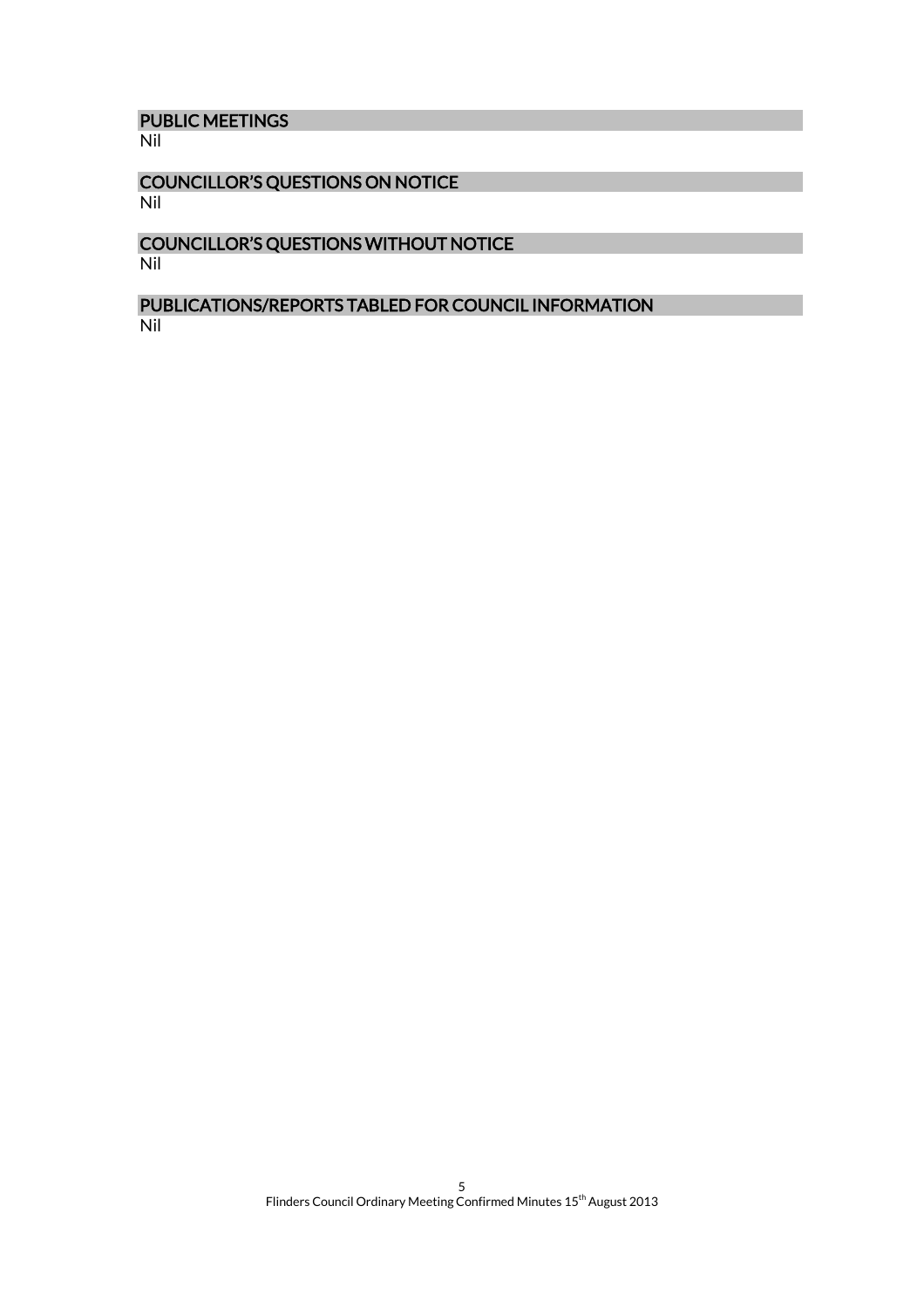## PUBLIC MEETINGS

Nil

## COUNCILLOR'S QUESTIONS ON NOTICE

Nil

## COUNCILLOR'S QUESTIONS WITHOUT NOTICE

Nil

## PUBLICATIONS/REPORTS TABLED FOR COUNCIL INFORMATION

Nil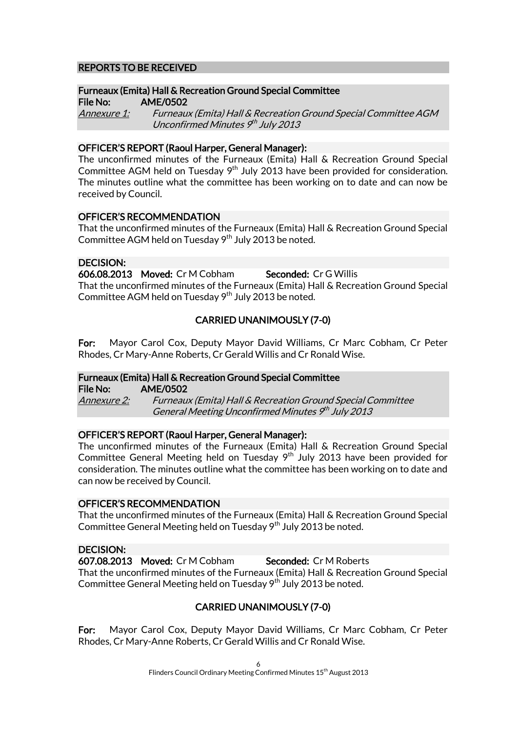## REPORTS TO BE RECEIVED

### Furneaux (Emita) Hall & Recreation Ground Special Committee

**File No:** AME/0502

*Annexure 1:* *Furneaux (Emita) Hall & Recreation Ground Special Committee AGM Unconfirmed Minutes 9th July 2013*

**OFFICER'S REPORT (Raoul Harper, General Manager):**

The unconfirmed minutes of the Furneaux (Emita) Hall & Recreation Ground Special Committee AGM held on Tuesday 9th July 2013 have been provided for consideration. The minutes outline what the committee has been working on to date and can now be received by Council.

**OFFICER'S RECOMMENDATION**

That the unconfirmed minutes of the Furneaux (Emita) Hall & Recreation Ground Special Committee AGM held on Tuesday 9th July 2013 be noted.

**DECISION:**

**606.08.2013 Moved:** Cr M Cobham **Seconded:** Cr G Willis

That the unconfirmed minutes of the Furneaux (Emita) Hall & Recreation Ground Special Committee AGM held on Tuesday 9th July 2013 be noted.

**CARRIED UNANIMOUSLY (7-0)**

**For:** Mayor Carol Cox, Deputy Mayor David Williams, Cr Marc Cobham, Cr Peter Rhodes, Cr Mary-Anne Roberts, Cr Gerald Willis and Cr Ronald Wise.

### Furneaux (Emita) Hall & Recreation Ground Special Committee

**File No:** AME/0502

*Annexure 2:* *Furneaux (Emita) Hall & Recreation Ground Special Committee General Meeting Unconfirmed Minutes 9th July 2013*

**OFFICER'S REPORT (Raoul Harper, General Manager):**

The unconfirmed minutes of the Furneaux (Emita) Hall & Recreation Ground Special Committee General Meeting held on Tuesday 9th July 2013 have been provided for consideration. The minutes outline what the committee has been working on to date and can now be received by Council.

**OFFICER'S RECOMMENDATION**

That the unconfirmed minutes of the Furneaux (Emita) Hall & Recreation Ground Special Committee General Meeting held on Tuesday 9th July 2013 be noted.

**DECISION:**

**607.08.2013 Moved:** Cr M Cobham **Seconded:** Cr M Roberts

That the unconfirmed minutes of the Furneaux (Emita) Hall & Recreation Ground Special Committee General Meeting held on Tuesday 9th July 2013 be noted.

**CARRIED UNANIMOUSLY (7-0)**

**For:** Mayor Carol Cox, Deputy Mayor David Williams, Cr Marc Cobham, Cr Peter Rhodes, Cr Mary-Anne Roberts, Cr Gerald Willis and Cr Ronald Wise.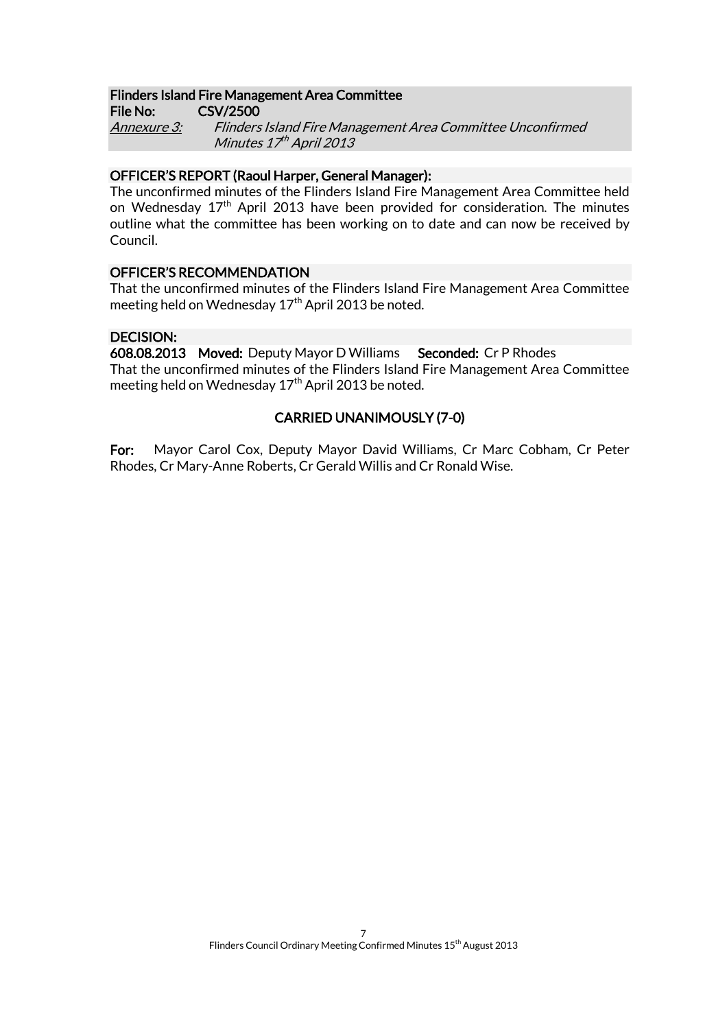**Flinders Island Fire Management Area Committee**
**File No:** **CSV/2500**
*Annexure 3:* *Flinders Island Fire Management Area Committee Unconfirmed Minutes 17th April 2013*

**OFFICER'S REPORT (Raoul Harper, General Manager):**

The unconfirmed minutes of the Flinders Island Fire Management Area Committee held on Wednesday 17th April 2013 have been provided for consideration. The minutes outline what the committee has been working on to date and can now be received by Council.

**OFFICER'S RECOMMENDATION**

That the unconfirmed minutes of the Flinders Island Fire Management Area Committee meeting held on Wednesday 17th April 2013 be noted.

**DECISION:**

**608.08.2013** **Moved:** Deputy Mayor D Williams **Seconded:** Cr P Rhodes

That the unconfirmed minutes of the Flinders Island Fire Management Area Committee meeting held on Wednesday 17th April 2013 be noted.

**CARRIED UNANIMOUSLY (7-0)**

**For:** Mayor Carol Cox, Deputy Mayor David Williams, Cr Marc Cobham, Cr Peter Rhodes, Cr Mary-Anne Roberts, Cr Gerald Willis and Cr Ronald Wise.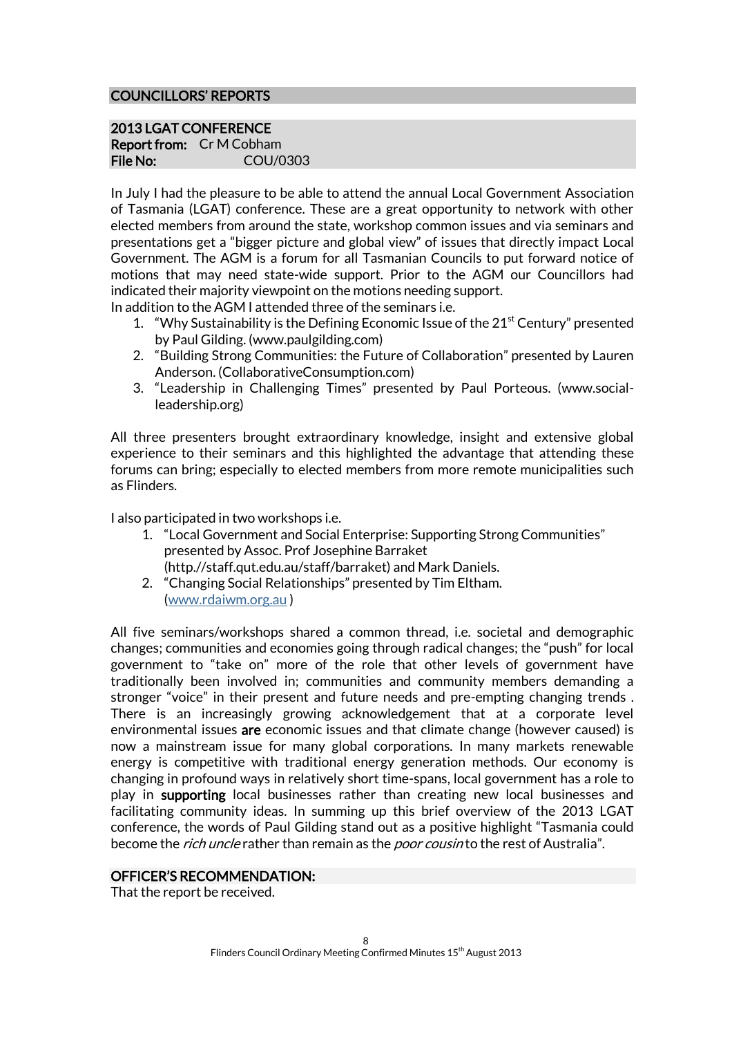## COUNCILLORS' REPORTS

### 2013 LGAT CONFERENCE

**Report from:** Cr M Cobham
**File No:** COU/0303

In July I had the pleasure to be able to attend the annual Local Government Association of Tasmania (LGAT) conference. These are a great opportunity to network with other elected members from around the state, workshop common issues and via seminars and presentations get a "bigger picture and global view" of issues that directly impact Local Government. The AGM is a forum for all Tasmanian Councils to put forward notice of motions that may need state-wide support. Prior to the AGM our Councillors had indicated their majority viewpoint on the motions needing support.

In addition to the AGM I attended three of the seminars i.e.

1. "Why Sustainability is the Defining Economic Issue of the 21st Century" presented by Paul Gilding. (www.paulgilding.com)
2. "Building Strong Communities: the Future of Collaboration" presented by Lauren Anderson. (CollaborativeConsumption.com)
3. "Leadership in Challenging Times" presented by Paul Porteous. (www.social-leadership.org)

All three presenters brought extraordinary knowledge, insight and extensive global experience to their seminars and this highlighted the advantage that attending these forums can bring; especially to elected members from more remote municipalities such as Flinders.

I also participated in two workshops i.e.

1. "Local Government and Social Enterprise: Supporting Strong Communities" presented by Assoc. Prof Josephine Barraket (http.//staff.qut.edu.au/staff/barraket) and Mark Daniels.
2. "Changing Social Relationships" presented by Tim Eltham. (www.rdaiwm.org.au )

All five seminars/workshops shared a common thread, i.e. societal and demographic changes; communities and economies going through radical changes; the "push" for local government to "take on" more of the role that other levels of government have traditionally been involved in; communities and community members demanding a stronger "voice" in their present and future needs and pre-empting changing trends . There is an increasingly growing acknowledgement that at a corporate level environmental issues **are** economic issues and that climate change (however caused) is now a mainstream issue for many global corporations. In many markets renewable energy is competitive with traditional energy generation methods. Our economy is changing in profound ways in relatively short time-spans, local government has a role to play in **supporting** local businesses rather than creating new local businesses and facilitating community ideas. In summing up this brief overview of the 2013 LGAT conference, the words of Paul Gilding stand out as a positive highlight "Tasmania could become the *rich uncle* rather than remain as the *poor cousin* to the rest of Australia".

### OFFICER'S RECOMMENDATION:

That the report be received.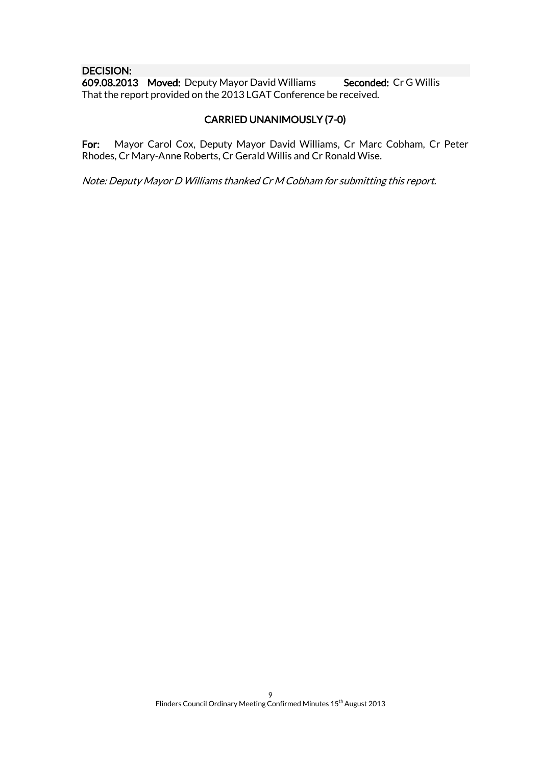**DECISION:**

**609.08.2013 Moved:** Deputy Mayor David Williams **Seconded:** Cr G Willis

That the report provided on the 2013 LGAT Conference be received.

**CARRIED UNANIMOUSLY (7-0)**

**For:** Mayor Carol Cox, Deputy Mayor David Williams, Cr Marc Cobham, Cr Peter Rhodes, Cr Mary-Anne Roberts, Cr Gerald Willis and Cr Ronald Wise.

*Note: Deputy Mayor D Williams thanked Cr M Cobham for submitting this report.*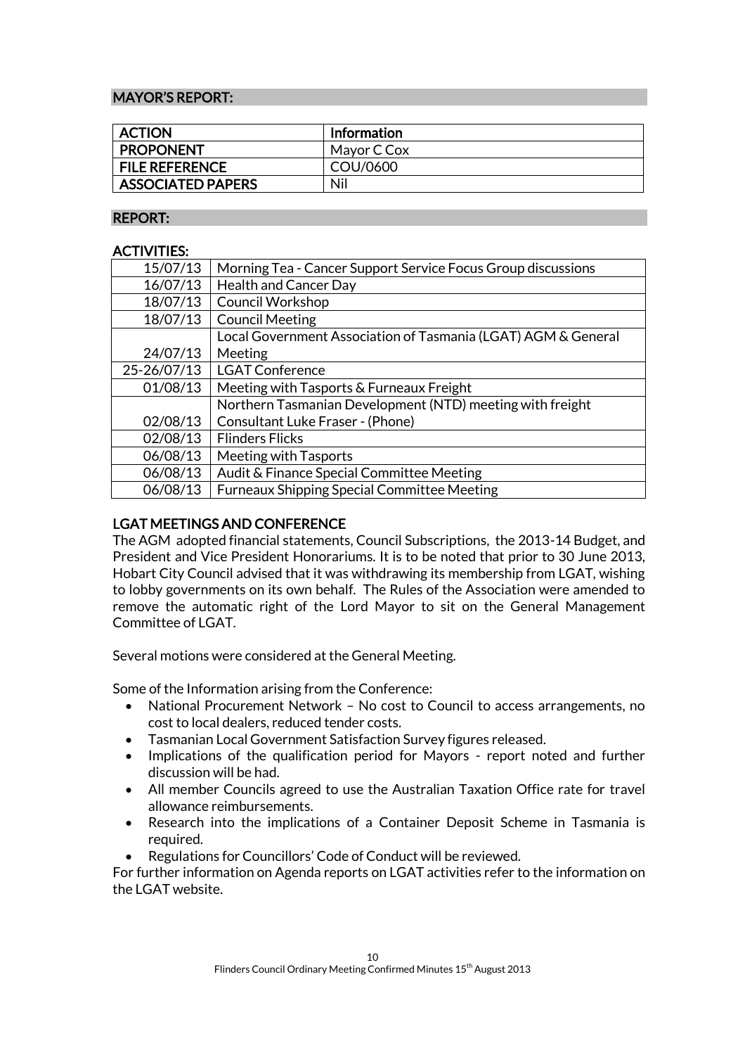## MAYOR'S REPORT:

| ACTION | Information |
|---|---|
| PROPONENT | Mayor C Cox |
| FILE REFERENCE | COU/0600 |
| ASSOCIATED PAPERS | Nil |

## REPORT:

### ACTIVITIES:

| Date | Activity |
|---|---|
| 15/07/13 | Morning Tea - Cancer Support Service Focus Group discussions |
| 16/07/13 | Health and Cancer Day |
| 18/07/13 | Council Workshop |
| 18/07/13 | Council Meeting |
| 24/07/13 | Local Government Association of Tasmania (LGAT) AGM & General Meeting |
| 25-26/07/13 | LGAT Conference |
| 01/08/13 | Meeting with Tasports & Furneaux Freight |
| 02/08/13 | Northern Tasmanian Development (NTD) meeting with freight Consultant Luke Fraser - (Phone) |
| 02/08/13 | Flinders Flicks |
| 06/08/13 | Meeting with Tasports |
| 06/08/13 | Audit & Finance Special Committee Meeting |
| 06/08/13 | Furneaux Shipping Special Committee Meeting |

### LGAT MEETINGS AND CONFERENCE

The AGM adopted financial statements, Council Subscriptions, the 2013-14 Budget, and President and Vice President Honorariums. It is to be noted that prior to 30 June 2013, Hobart City Council advised that it was withdrawing its membership from LGAT, wishing to lobby governments on its own behalf. The Rules of the Association were amended to remove the automatic right of the Lord Mayor to sit on the General Management Committee of LGAT.

Several motions were considered at the General Meeting.

Some of the Information arising from the Conference:

- National Procurement Network – No cost to Council to access arrangements, no cost to local dealers, reduced tender costs.
- Tasmanian Local Government Satisfaction Survey figures released.
- Implications of the qualification period for Mayors - report noted and further discussion will be had.
- All member Councils agreed to use the Australian Taxation Office rate for travel allowance reimbursements.
- Research into the implications of a Container Deposit Scheme in Tasmania is required.
- Regulations for Councillors' Code of Conduct will be reviewed.

For further information on Agenda reports on LGAT activities refer to the information on the LGAT website.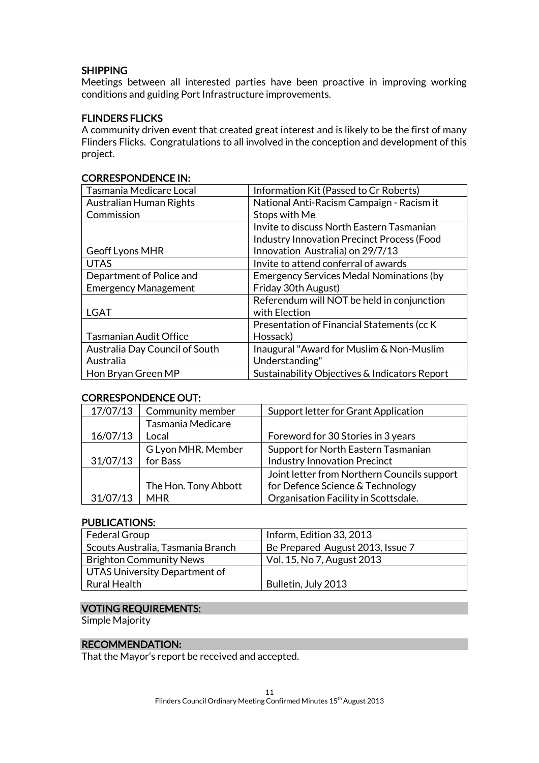### SHIPPING

Meetings between all interested parties have been proactive in improving working conditions and guiding Port Infrastructure improvements.

### FLINDERS FLICKS

A community driven event that created great interest and is likely to be the first of many Flinders Flicks. Congratulations to all involved in the conception and development of this project.

### CORRESPONDENCE IN:

| | |
|---|---|
| Tasmania Medicare Local | Information Kit (Passed to Cr Roberts) |
| Australian Human Rights Commission | National Anti-Racism Campaign - Racism it Stops with Me |
| Geoff Lyons MHR | Invite to discuss North Eastern Tasmanian Industry Innovation Precinct Process (Food Innovation Australia) on 29/7/13 |
| UTAS | Invite to attend conferral of awards |
| Department of Police and Emergency Management | Emergency Services Medal Nominations (by Friday 30th August) |
| LGAT | Referendum will NOT be held in conjunction with Election |
| Tasmanian Audit Office | Presentation of Financial Statements (cc K Hossack) |
| Australia Day Council of South Australia | Inaugural "Award for Muslim & Non-Muslim Understanding" |
| Hon Bryan Green MP | Sustainability Objectives & Indicators Report |

### CORRESPONDENCE OUT:

| | | |
|---|---|---|
| 17/07/13 | Community member | Support letter for Grant Application |
| 16/07/13 | Tasmania Medicare Local | Foreword for 30 Stories in 3 years |
| 31/07/13 | G Lyon MHR. Member for Bass | Support for North Eastern Tasmanian Industry Innovation Precinct |
| 31/07/13 | The Hon. Tony Abbott MHR | Joint letter from Northern Councils support for Defence Science & Technology Organisation Facility in Scottsdale. |

### PUBLICATIONS:

| | |
|---|---|
| Federal Group | Inform, Edition 33, 2013 |
| Scouts Australia, Tasmania Branch | Be Prepared August 2013, Issue 7 |
| Brighton Community News | Vol. 15, No 7, August 2013 |
| UTAS University Department of Rural Health | Bulletin, July 2013 |

### VOTING REQUIREMENTS:

Simple Majority

### RECOMMENDATION:

That the Mayor's report be received and accepted.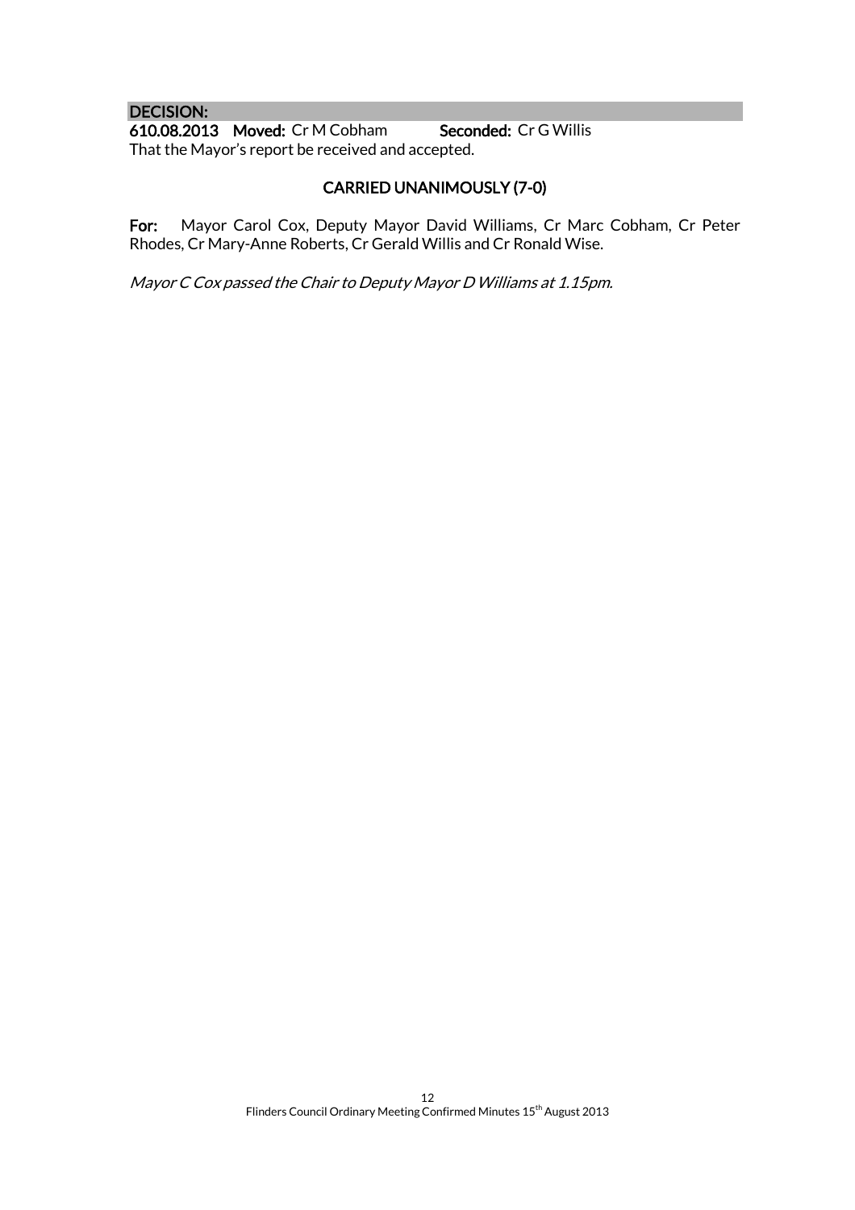**DECISION:**

**610.08.2013 Moved:** Cr M Cobham **Seconded:** Cr G Willis

That the Mayor's report be received and accepted.

**CARRIED UNANIMOUSLY (7-0)**

**For:** Mayor Carol Cox, Deputy Mayor David Williams, Cr Marc Cobham, Cr Peter Rhodes, Cr Mary-Anne Roberts, Cr Gerald Willis and Cr Ronald Wise.

*Mayor C Cox passed the Chair to Deputy Mayor D Williams at 1.15pm.*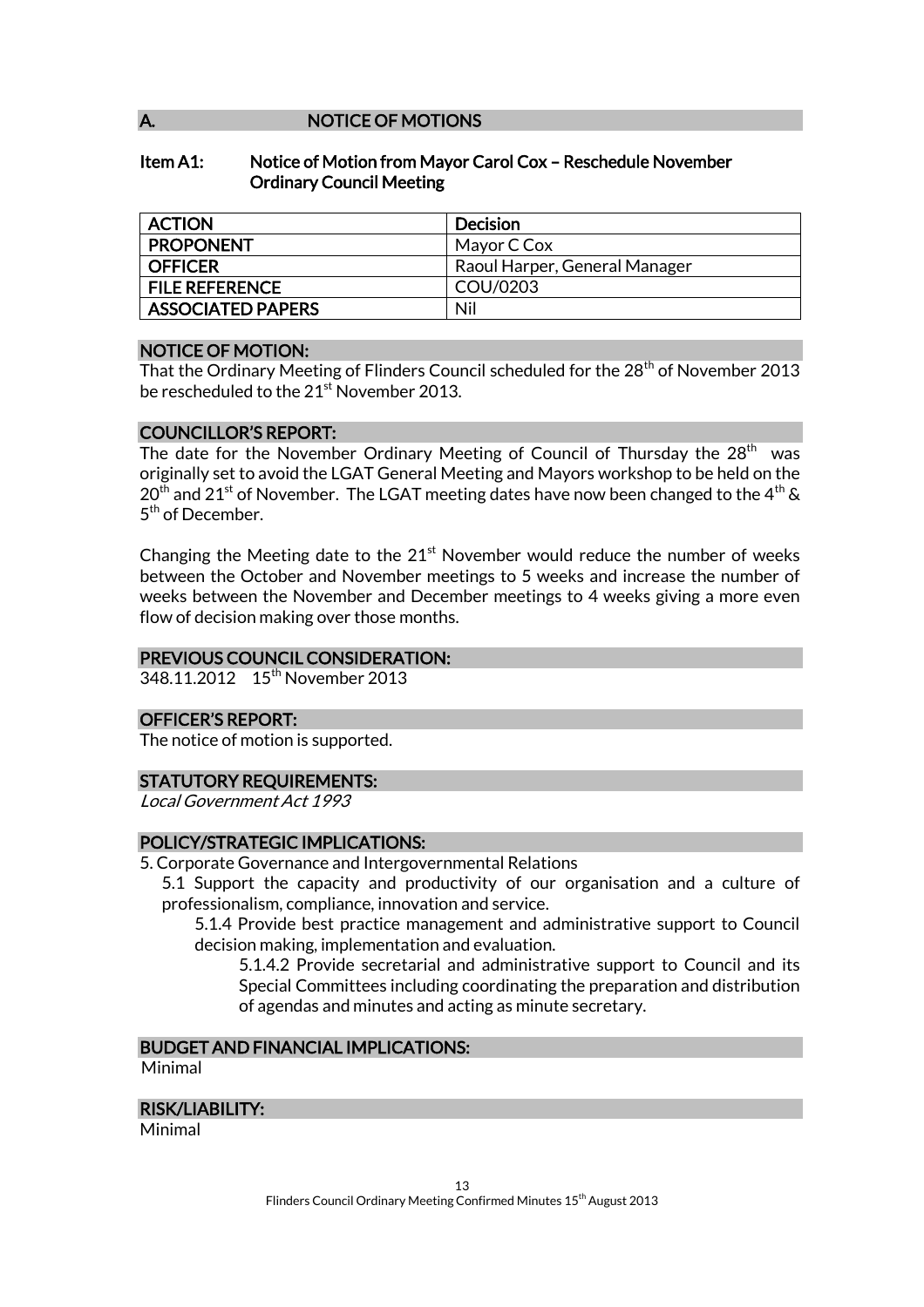## A. NOTICE OF MOTIONS

### Item A1: Notice of Motion from Mayor Carol Cox – Reschedule November Ordinary Council Meeting

| ACTION | Decision |
|---|---|
| PROPONENT | Mayor C Cox |
| OFFICER | Raoul Harper, General Manager |
| FILE REFERENCE | COU/0203 |
| ASSOCIATED PAPERS | Nil |

**NOTICE OF MOTION:**

That the Ordinary Meeting of Flinders Council scheduled for the 28th of November 2013 be rescheduled to the 21st November 2013.

**COUNCILLOR'S REPORT:**

The date for the November Ordinary Meeting of Council of Thursday the 28th was originally set to avoid the LGAT General Meeting and Mayors workshop to be held on the 20th and 21st of November. The LGAT meeting dates have now been changed to the 4th & 5th of December.

Changing the Meeting date to the 21st November would reduce the number of weeks between the October and November meetings to 5 weeks and increase the number of weeks between the November and December meetings to 4 weeks giving a more even flow of decision making over those months.

**PREVIOUS COUNCIL CONSIDERATION:**

348.11.2012 15th November 2013

**OFFICER'S REPORT:**

The notice of motion is supported.

**STATUTORY REQUIREMENTS:**

*Local Government Act 1993*

**POLICY/STRATEGIC IMPLICATIONS:**

5. Corporate Governance and Intergovernmental Relations

5.1 Support the capacity and productivity of our organisation and a culture of professionalism, compliance, innovation and service.

5.1.4 Provide best practice management and administrative support to Council decision making, implementation and evaluation.

5.1.4.2 Provide secretarial and administrative support to Council and its Special Committees including coordinating the preparation and distribution of agendas and minutes and acting as minute secretary.

**BUDGET AND FINANCIAL IMPLICATIONS:**

Minimal

**RISK/LIABILITY:**

Minimal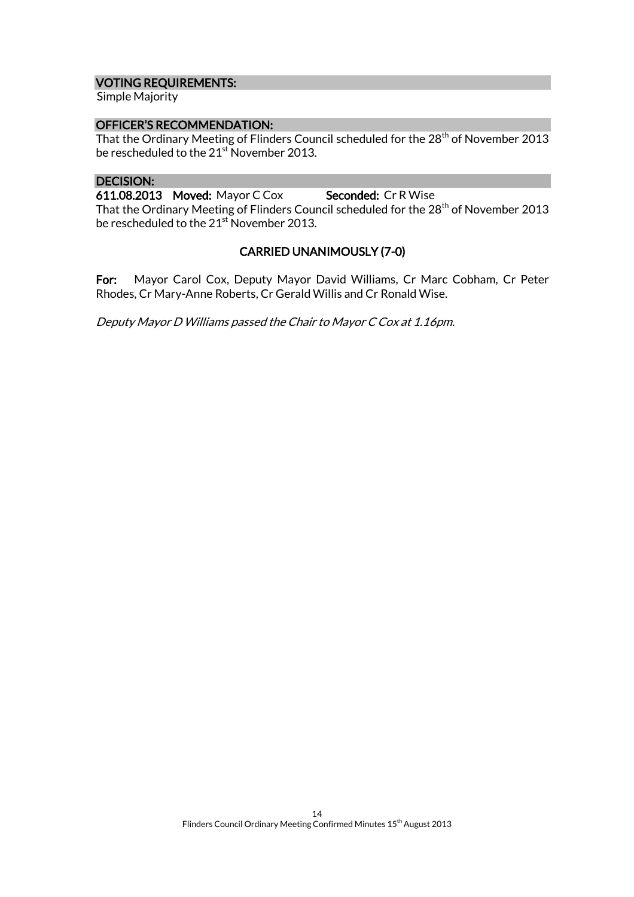## VOTING REQUIREMENTS:

Simple Majority

## OFFICER'S RECOMMENDATION:

That the Ordinary Meeting of Flinders Council scheduled for the 28th of November 2013 be rescheduled to the 21st November 2013.

## DECISION:

**611.08.2013 Moved:** Mayor C Cox **Seconded:** Cr R Wise

That the Ordinary Meeting of Flinders Council scheduled for the 28th of November 2013 be rescheduled to the 21st November 2013.

**CARRIED UNANIMOUSLY (7-0)**

**For:** Mayor Carol Cox, Deputy Mayor David Williams, Cr Marc Cobham, Cr Peter Rhodes, Cr Mary-Anne Roberts, Cr Gerald Willis and Cr Ronald Wise.

*Deputy Mayor D Williams passed the Chair to Mayor C Cox at 1.16pm.*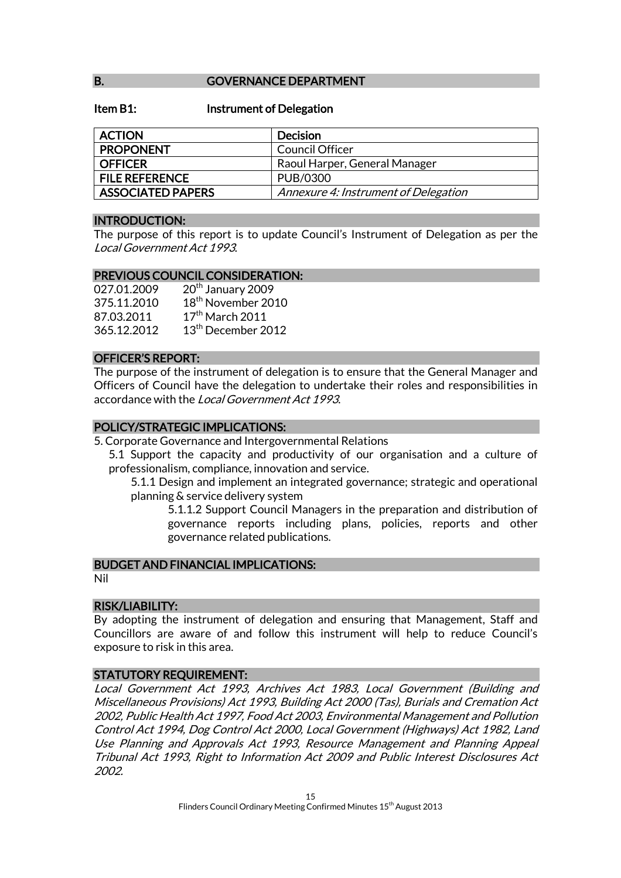## B. GOVERNANCE DEPARTMENT

### Item B1: Instrument of Delegation

| ACTION | Decision |
|---|---|
| PROPONENT | Council Officer |
| OFFICER | Raoul Harper, General Manager |
| FILE REFERENCE | PUB/0300 |
| ASSOCIATED PAPERS | *Annexure 4: Instrument of Delegation* |

**INTRODUCTION:**

The purpose of this report is to update Council's Instrument of Delegation as per the *Local Government Act 1993*.

**PREVIOUS COUNCIL CONSIDERATION:**

027.01.2009 20th January 2009
375.11.2010 18th November 2010
87.03.2011 17th March 2011
365.12.2012 13th December 2012

**OFFICER'S REPORT:**

The purpose of the instrument of delegation is to ensure that the General Manager and Officers of Council have the delegation to undertake their roles and responsibilities in accordance with the *Local Government Act 1993*.

**POLICY/STRATEGIC IMPLICATIONS:**

5. Corporate Governance and Intergovernmental Relations
   - 5.1 Support the capacity and productivity of our organisation and a culture of professionalism, compliance, innovation and service.
     - 5.1.1 Design and implement an integrated governance; strategic and operational planning & service delivery system
       - 5.1.1.2 Support Council Managers in the preparation and distribution of governance reports including plans, policies, reports and other governance related publications.

**BUDGET AND FINANCIAL IMPLICATIONS:**

Nil

**RISK/LIABILITY:**

By adopting the instrument of delegation and ensuring that Management, Staff and Councillors are aware of and follow this instrument will help to reduce Council's exposure to risk in this area.

**STATUTORY REQUIREMENT:**

*Local Government Act 1993, Archives Act 1983, Local Government (Building and Miscellaneous Provisions) Act 1993, Building Act 2000 (Tas), Burials and Cremation Act 2002, Public Health Act 1997, Food Act 2003, Environmental Management and Pollution Control Act 1994, Dog Control Act 2000, Local Government (Highways) Act 1982, Land Use Planning and Approvals Act 1993, Resource Management and Planning Appeal Tribunal Act 1993, Right to Information Act 2009 and Public Interest Disclosures Act 2002.*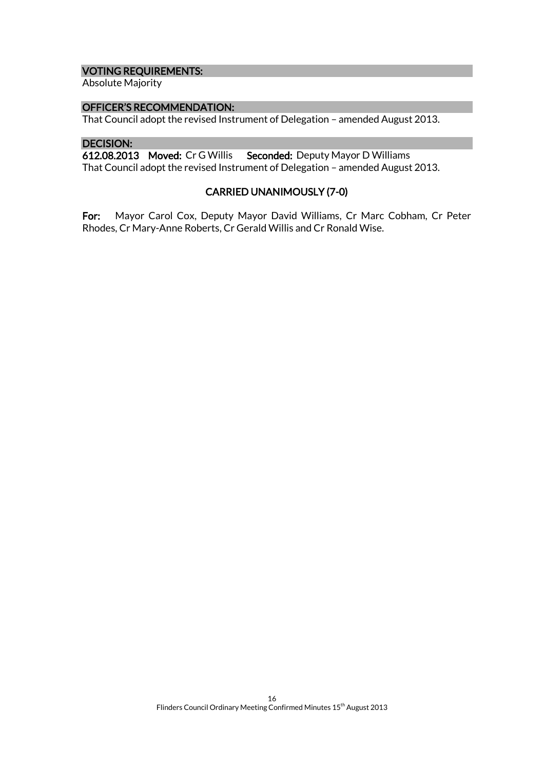## VOTING REQUIREMENTS:

Absolute Majority

## OFFICER'S RECOMMENDATION:

That Council adopt the revised Instrument of Delegation – amended August 2013.

## DECISION:

**612.08.2013 Moved:** Cr G Willis **Seconded:** Deputy Mayor D Williams

That Council adopt the revised Instrument of Delegation – amended August 2013.

**CARRIED UNANIMOUSLY (7-0)**

**For:** Mayor Carol Cox, Deputy Mayor David Williams, Cr Marc Cobham, Cr Peter Rhodes, Cr Mary-Anne Roberts, Cr Gerald Willis and Cr Ronald Wise.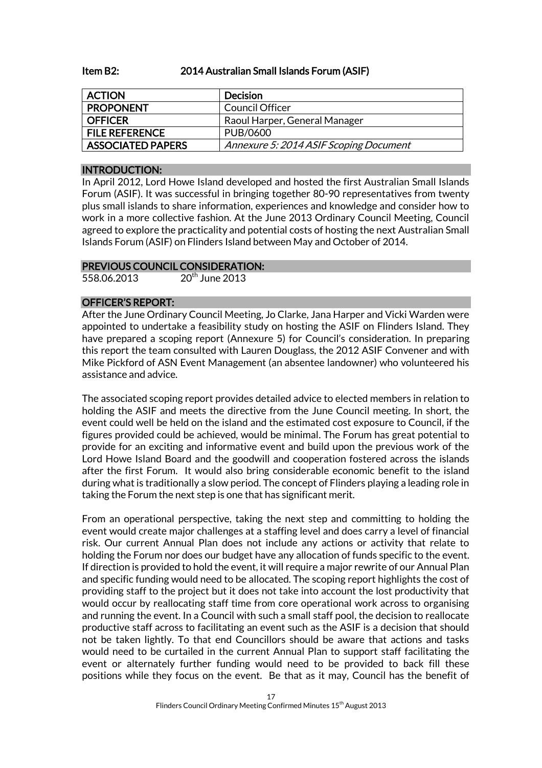### Item B2: 2014 Australian Small Islands Forum (ASIF)

| ACTION | Decision |
|---|---|
| PROPONENT | Council Officer |
| OFFICER | Raoul Harper, General Manager |
| FILE REFERENCE | PUB/0600 |
| ASSOCIATED PAPERS | *Annexure 5: 2014 ASIF Scoping Document* |

#### INTRODUCTION:

In April 2012, Lord Howe Island developed and hosted the first Australian Small Islands Forum (ASIF). It was successful in bringing together 80-90 representatives from twenty plus small islands to share information, experiences and knowledge and consider how to work in a more collective fashion. At the June 2013 Ordinary Council Meeting, Council agreed to explore the practicality and potential costs of hosting the next Australian Small Islands Forum (ASIF) on Flinders Island between May and October of 2014.

#### PREVIOUS COUNCIL CONSIDERATION:

558.06.2013 20th June 2013

#### OFFICER'S REPORT:

After the June Ordinary Council Meeting, Jo Clarke, Jana Harper and Vicki Warden were appointed to undertake a feasibility study on hosting the ASIF on Flinders Island. They have prepared a scoping report (Annexure 5) for Council's consideration. In preparing this report the team consulted with Lauren Douglass, the 2012 ASIF Convener and with Mike Pickford of ASN Event Management (an absentee landowner) who volunteered his assistance and advice.

The associated scoping report provides detailed advice to elected members in relation to holding the ASIF and meets the directive from the June Council meeting. In short, the event could well be held on the island and the estimated cost exposure to Council, if the figures provided could be achieved, would be minimal. The Forum has great potential to provide for an exciting and informative event and build upon the previous work of the Lord Howe Island Board and the goodwill and cooperation fostered across the islands after the first Forum. It would also bring considerable economic benefit to the island during what is traditionally a slow period. The concept of Flinders playing a leading role in taking the Forum the next step is one that has significant merit.

From an operational perspective, taking the next step and committing to holding the event would create major challenges at a staffing level and does carry a level of financial risk. Our current Annual Plan does not include any actions or activity that relate to holding the Forum nor does our budget have any allocation of funds specific to the event. If direction is provided to hold the event, it will require a major rewrite of our Annual Plan and specific funding would need to be allocated. The scoping report highlights the cost of providing staff to the project but it does not take into account the lost productivity that would occur by reallocating staff time from core operational work across to organising and running the event. In a Council with such a small staff pool, the decision to reallocate productive staff across to facilitating an event such as the ASIF is a decision that should not be taken lightly. To that end Councillors should be aware that actions and tasks would need to be curtailed in the current Annual Plan to support staff facilitating the event or alternately further funding would need to be provided to back fill these positions while they focus on the event. Be that as it may, Council has the benefit of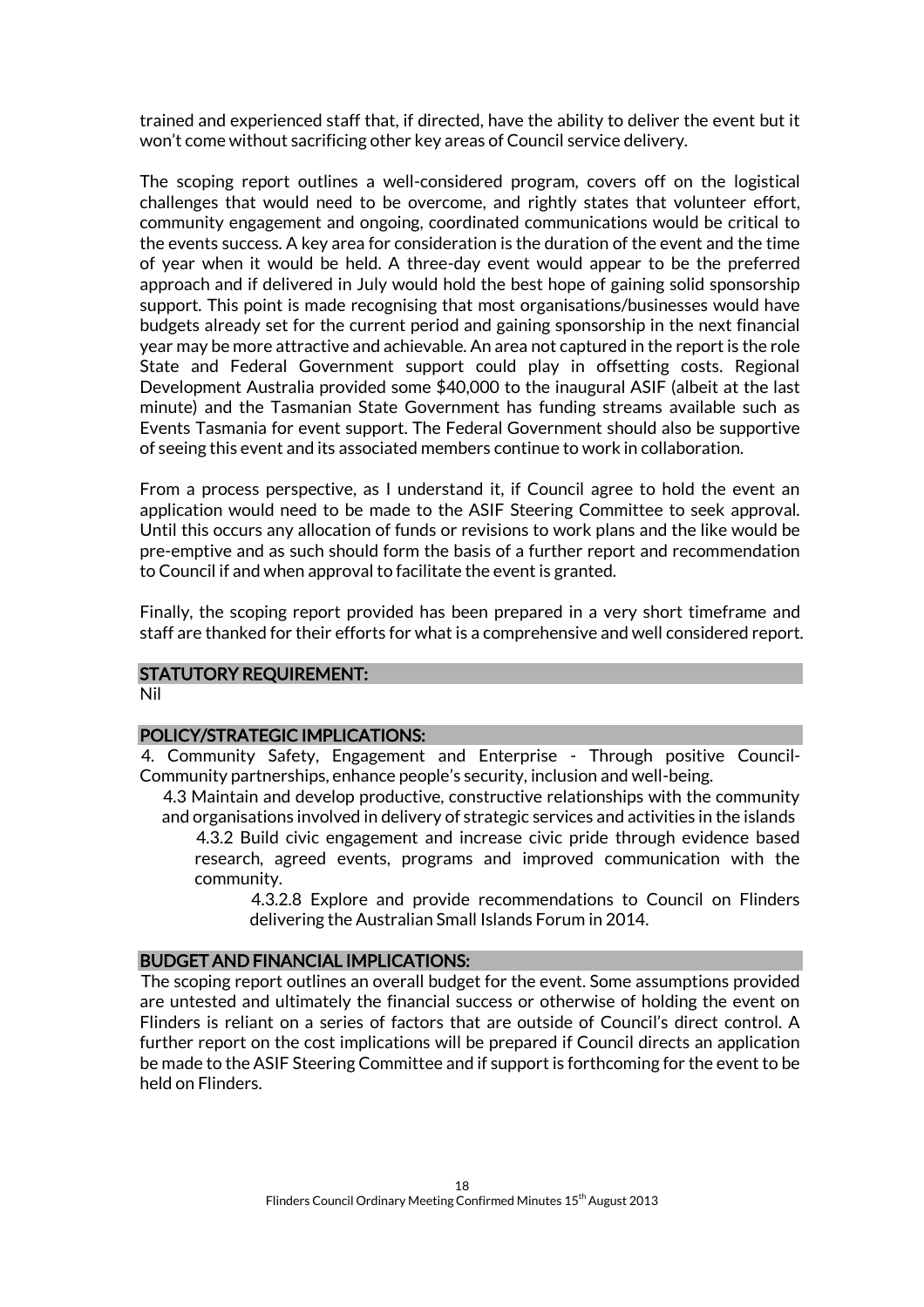trained and experienced staff that, if directed, have the ability to deliver the event but it won't come without sacrificing other key areas of Council service delivery.

The scoping report outlines a well-considered program, covers off on the logistical challenges that would need to be overcome, and rightly states that volunteer effort, community engagement and ongoing, coordinated communications would be critical to the events success. A key area for consideration is the duration of the event and the time of year when it would be held. A three-day event would appear to be the preferred approach and if delivered in July would hold the best hope of gaining solid sponsorship support. This point is made recognising that most organisations/businesses would have budgets already set for the current period and gaining sponsorship in the next financial year may be more attractive and achievable. An area not captured in the report is the role State and Federal Government support could play in offsetting costs. Regional Development Australia provided some $40,000 to the inaugural ASIF (albeit at the last minute) and the Tasmanian State Government has funding streams available such as Events Tasmania for event support. The Federal Government should also be supportive of seeing this event and its associated members continue to work in collaboration.

From a process perspective, as I understand it, if Council agree to hold the event an application would need to be made to the ASIF Steering Committee to seek approval. Until this occurs any allocation of funds or revisions to work plans and the like would be pre-emptive and as such should form the basis of a further report and recommendation to Council if and when approval to facilitate the event is granted.

Finally, the scoping report provided has been prepared in a very short timeframe and staff are thanked for their efforts for what is a comprehensive and well considered report.

## STATUTORY REQUIREMENT:

Nil

## POLICY/STRATEGIC IMPLICATIONS:

4. Community Safety, Engagement and Enterprise - Through positive Council-Community partnerships, enhance people's security, inclusion and well-being.

   4.3 Maintain and develop productive, constructive relationships with the community and organisations involved in delivery of strategic services and activities in the islands

   4.3.2 Build civic engagement and increase civic pride through evidence based research, agreed events, programs and improved communication with the community.

   4.3.2.8 Explore and provide recommendations to Council on Flinders delivering the Australian Small Islands Forum in 2014.

## BUDGET AND FINANCIAL IMPLICATIONS:

The scoping report outlines an overall budget for the event. Some assumptions provided are untested and ultimately the financial success or otherwise of holding the event on Flinders is reliant on a series of factors that are outside of Council's direct control. A further report on the cost implications will be prepared if Council directs an application be made to the ASIF Steering Committee and if support is forthcoming for the event to be held on Flinders.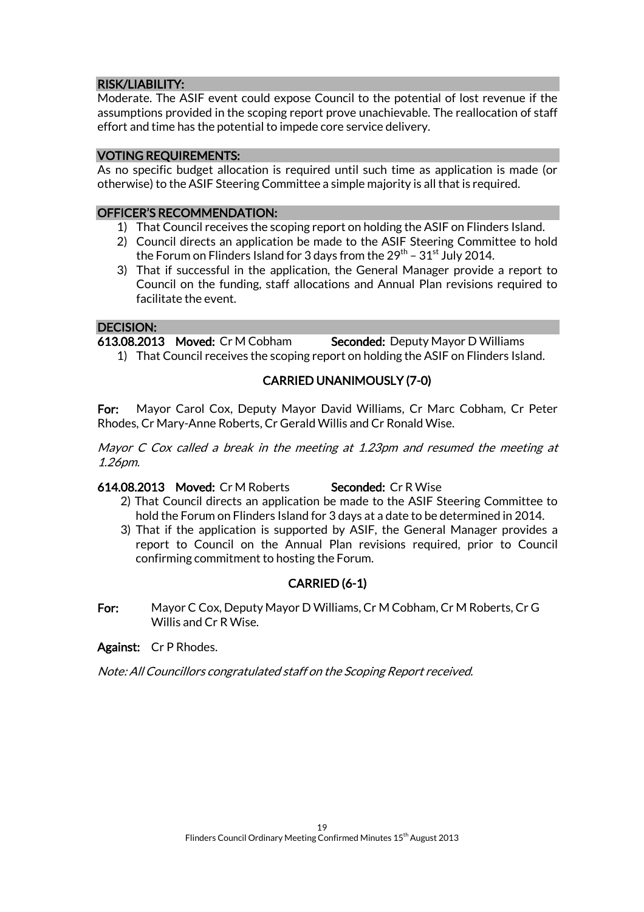## RISK/LIABILITY:

Moderate. The ASIF event could expose Council to the potential of lost revenue if the assumptions provided in the scoping report prove unachievable. The reallocation of staff effort and time has the potential to impede core service delivery.

## VOTING REQUIREMENTS:

As no specific budget allocation is required until such time as application is made (or otherwise) to the ASIF Steering Committee a simple majority is all that is required.

## OFFICER'S RECOMMENDATION:

1) That Council receives the scoping report on holding the ASIF on Flinders Island.
2) Council directs an application be made to the ASIF Steering Committee to hold the Forum on Flinders Island for 3 days from the 29th – 31st July 2014.
3) That if successful in the application, the General Manager provide a report to Council on the funding, staff allocations and Annual Plan revisions required to facilitate the event.

## DECISION:

**613.08.2013 Moved:** Cr M Cobham **Seconded:** Deputy Mayor D Williams

1) That Council receives the scoping report on holding the ASIF on Flinders Island.

**CARRIED UNANIMOUSLY (7-0)**

**For:** Mayor Carol Cox, Deputy Mayor David Williams, Cr Marc Cobham, Cr Peter Rhodes, Cr Mary-Anne Roberts, Cr Gerald Willis and Cr Ronald Wise.

*Mayor C Cox called a break in the meeting at 1.23pm and resumed the meeting at 1.26pm.*

**614.08.2013 Moved:** Cr M Roberts **Seconded:** Cr R Wise

2) That Council directs an application be made to the ASIF Steering Committee to hold the Forum on Flinders Island for 3 days at a date to be determined in 2014.
3) That if the application is supported by ASIF, the General Manager provides a report to Council on the Annual Plan revisions required, prior to Council confirming commitment to hosting the Forum.

**CARRIED (6-1)**

**For:** Mayor C Cox, Deputy Mayor D Williams, Cr M Cobham, Cr M Roberts, Cr G Willis and Cr R Wise.

**Against:** Cr P Rhodes.

*Note: All Councillors congratulated staff on the Scoping Report received.*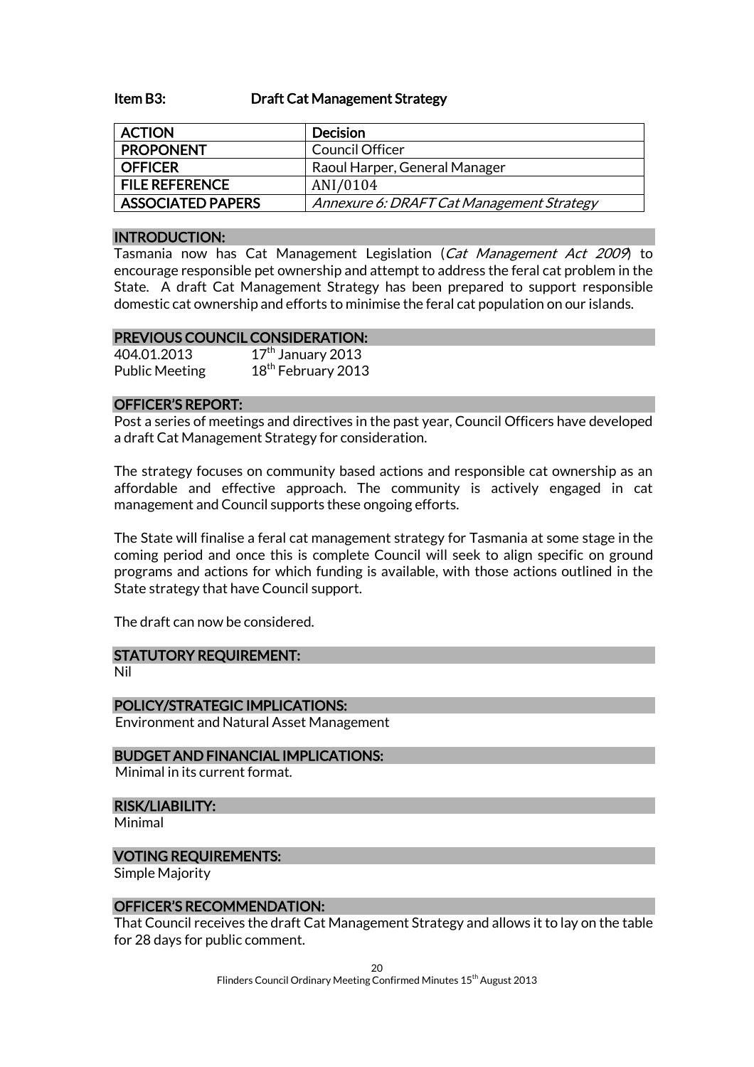### Item B3: Draft Cat Management Strategy

| ACTION | Decision |
|---|---|
| PROPONENT | Council Officer |
| OFFICER | Raoul Harper, General Manager |
| FILE REFERENCE | ANI/0104 |
| ASSOCIATED PAPERS | *Annexure 6: DRAFT Cat Management Strategy* |

#### INTRODUCTION:

Tasmania now has Cat Management Legislation (*Cat Management Act 2009*) to encourage responsible pet ownership and attempt to address the feral cat problem in the State. A draft Cat Management Strategy has been prepared to support responsible domestic cat ownership and efforts to minimise the feral cat population on our islands.

#### PREVIOUS COUNCIL CONSIDERATION:

404.01.2013 17th January 2013
Public Meeting 18th February 2013

#### OFFICER'S REPORT:

Post a series of meetings and directives in the past year, Council Officers have developed a draft Cat Management Strategy for consideration.

The strategy focuses on community based actions and responsible cat ownership as an affordable and effective approach. The community is actively engaged in cat management and Council supports these ongoing efforts.

The State will finalise a feral cat management strategy for Tasmania at some stage in the coming period and once this is complete Council will seek to align specific on ground programs and actions for which funding is available, with those actions outlined in the State strategy that have Council support.

The draft can now be considered.

#### STATUTORY REQUIREMENT:

Nil

#### POLICY/STRATEGIC IMPLICATIONS:

Environment and Natural Asset Management

#### BUDGET AND FINANCIAL IMPLICATIONS:

Minimal in its current format.

#### RISK/LIABILITY:

Minimal

#### VOTING REQUIREMENTS:

Simple Majority

#### OFFICER'S RECOMMENDATION:

That Council receives the draft Cat Management Strategy and allows it to lay on the table for 28 days for public comment.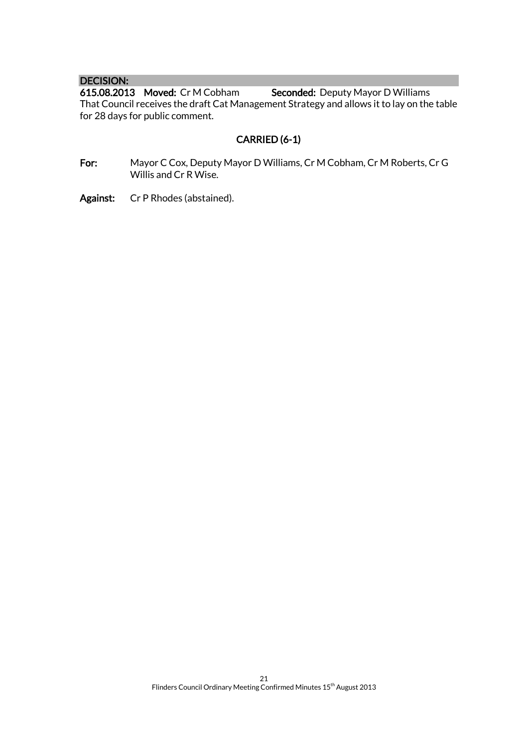**DECISION:**

**615.08.2013 Moved:** Cr M Cobham **Seconded:** Deputy Mayor D Williams

That Council receives the draft Cat Management Strategy and allows it to lay on the table for 28 days for public comment.

**CARRIED (6-1)**

**For:** Mayor C Cox, Deputy Mayor D Williams, Cr M Cobham, Cr M Roberts, Cr G Willis and Cr R Wise.

**Against:** Cr P Rhodes (abstained).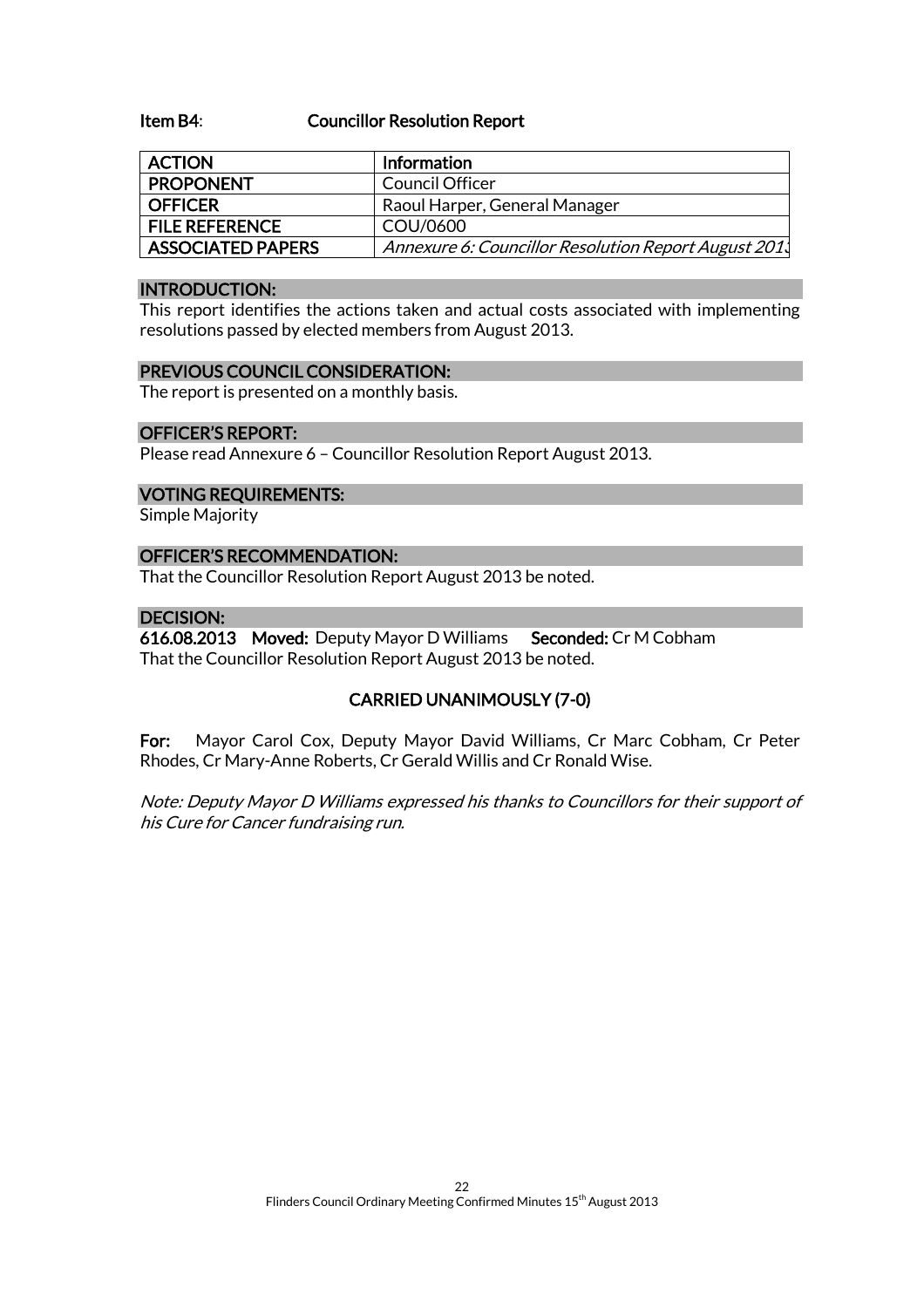**Item B4**: **Councillor Resolution Report**

| ACTION | Information |
|---|---|
| PROPONENT | Council Officer |
| OFFICER | Raoul Harper, General Manager |
| FILE REFERENCE | COU/0600 |
| ASSOCIATED PAPERS | *Annexure 6: Councillor Resolution Report August 2013* |

## INTRODUCTION:

This report identifies the actions taken and actual costs associated with implementing resolutions passed by elected members from August 2013.

## PREVIOUS COUNCIL CONSIDERATION:

The report is presented on a monthly basis.

## OFFICER'S REPORT:

Please read Annexure 6 – Councillor Resolution Report August 2013.

## VOTING REQUIREMENTS:

Simple Majority

## OFFICER'S RECOMMENDATION:

That the Councillor Resolution Report August 2013 be noted.

## DECISION:

**616.08.2013 Moved:** Deputy Mayor D Williams **Seconded:** Cr M Cobham

That the Councillor Resolution Report August 2013 be noted.

**CARRIED UNANIMOUSLY (7-0)**

**For:** Mayor Carol Cox, Deputy Mayor David Williams, Cr Marc Cobham, Cr Peter Rhodes, Cr Mary-Anne Roberts, Cr Gerald Willis and Cr Ronald Wise.

*Note: Deputy Mayor D Williams expressed his thanks to Councillors for their support of his Cure for Cancer fundraising run.*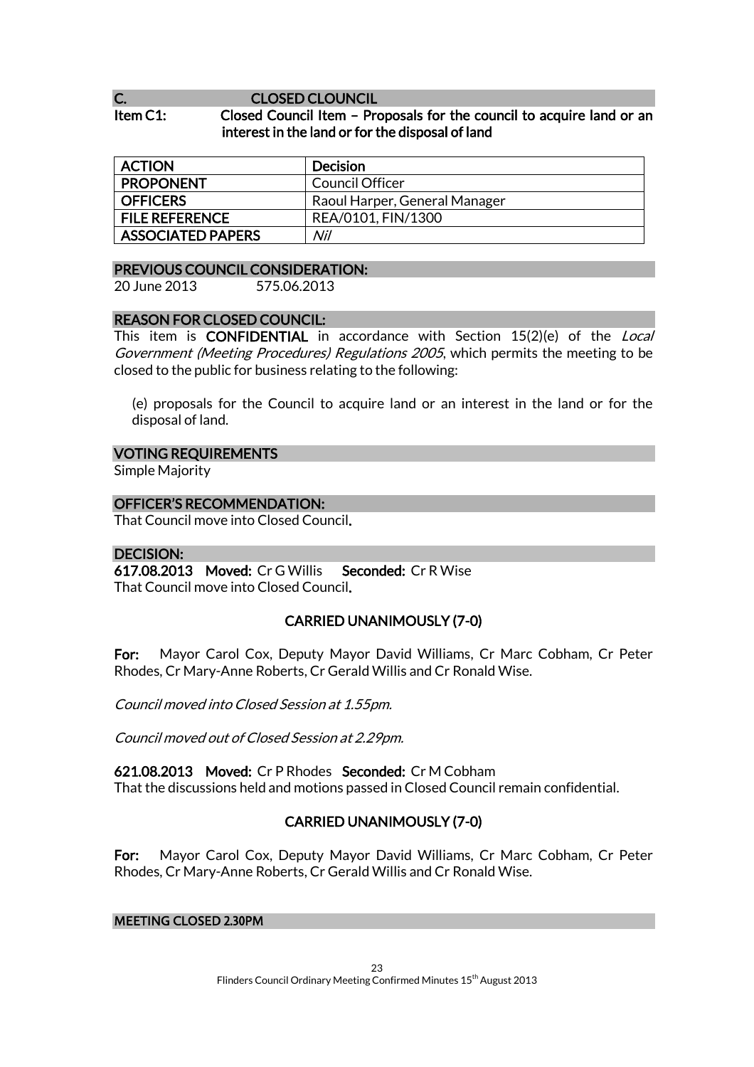## C. CLOSED CLOUNCIL

### Item C1: Closed Council Item – Proposals for the council to acquire land or an interest in the land or for the disposal of land

| | |
|---|---|
| ACTION | Decision |
| PROPONENT | Council Officer |
| OFFICERS | Raoul Harper, General Manager |
| FILE REFERENCE | REA/0101, FIN/1300 |
| ASSOCIATED PAPERS | *Nil* |

#### PREVIOUS COUNCIL CONSIDERATION:

20 June 2013 575.06.2013

#### REASON FOR CLOSED COUNCIL:

This item is **CONFIDENTIAL** in accordance with Section 15(2)(e) of the *Local Government (Meeting Procedures) Regulations 2005*, which permits the meeting to be closed to the public for business relating to the following:

> (e) proposals for the Council to acquire land or an interest in the land or for the disposal of land.

#### VOTING REQUIREMENTS

Simple Majority

#### OFFICER'S RECOMMENDATION:

That Council move into Closed Council.

#### DECISION:

**617.08.2013 Moved:** Cr G Willis **Seconded:** Cr R Wise

That Council move into Closed Council.

**CARRIED UNANIMOUSLY (7-0)**

**For:** Mayor Carol Cox, Deputy Mayor David Williams, Cr Marc Cobham, Cr Peter Rhodes, Cr Mary-Anne Roberts, Cr Gerald Willis and Cr Ronald Wise.

*Council moved into Closed Session at 1.55pm.*

*Council moved out of Closed Session at 2.29pm.*

**621.08.2013 Moved:** Cr P Rhodes **Seconded:** Cr M Cobham

That the discussions held and motions passed in Closed Council remain confidential.

**CARRIED UNANIMOUSLY (7-0)**

**For:** Mayor Carol Cox, Deputy Mayor David Williams, Cr Marc Cobham, Cr Peter Rhodes, Cr Mary-Anne Roberts, Cr Gerald Willis and Cr Ronald Wise.

#### MEETING CLOSED 2.30PM